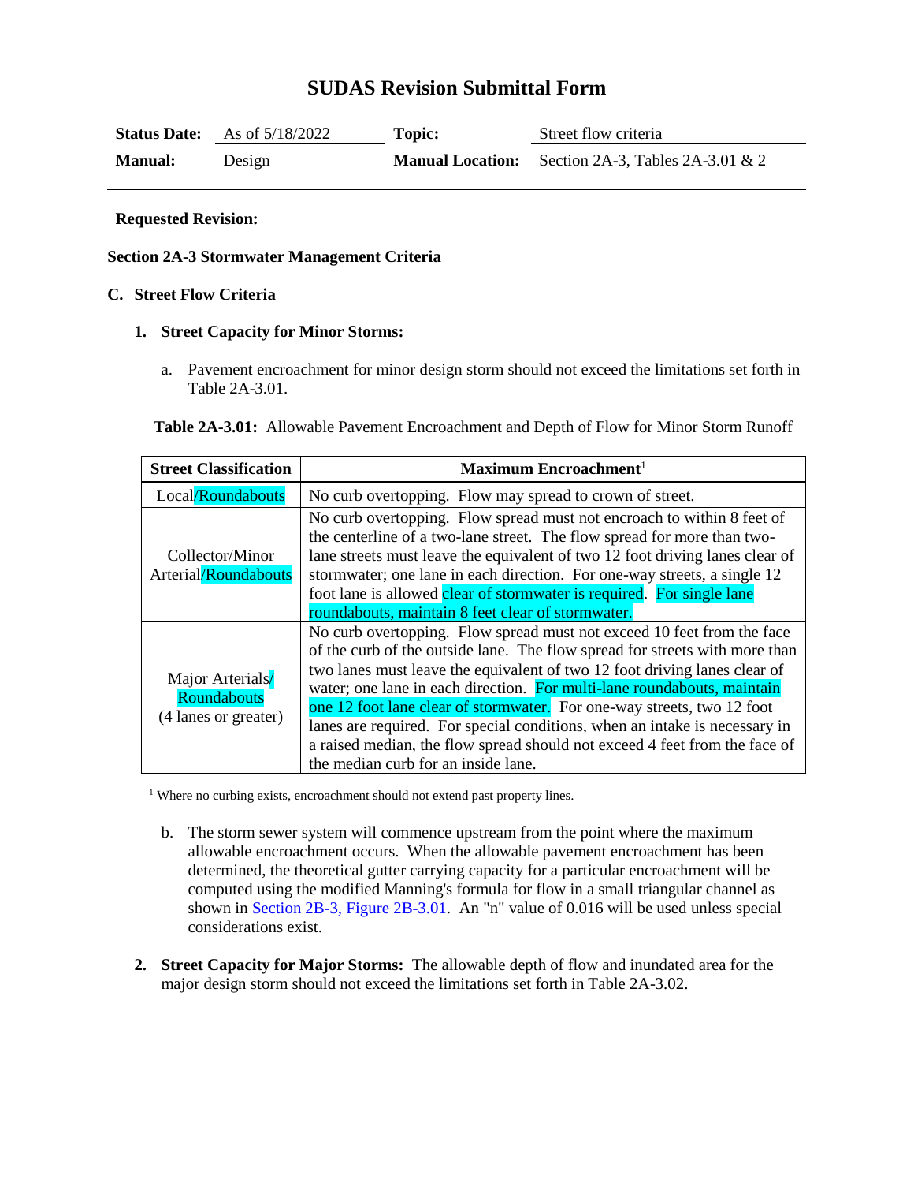# SUDAS Revision Submittal Form

| | | | |
|---|---|---|---|
| **Status Date:** | As of 5/18/2022 | **Topic:** | Street flow criteria |
| **Manual:** | Design | **Manual Location:** | Section 2A-3, Tables 2A-3.01 & 2 |

**Requested Revision:**

**Section 2A-3 Stormwater Management Criteria**

**C. Street Flow Criteria**

**1. Street Capacity for Minor Storms:**

a. Pavement encroachment for minor design storm should not exceed the limitations set forth in Table 2A-3.01.

**Table 2A-3.01:** Allowable Pavement Encroachment and Depth of Flow for Minor Storm Runoff

| Street Classification | Maximum Encroachment[1] |
|---|---|
| Local/Roundabouts | No curb overtopping. Flow may spread to crown of street. |
| Collector/Minor Arterial/Roundabouts | No curb overtopping. Flow spread must not encroach to within 8 feet of the centerline of a two-lane street. The flow spread for more than two-lane streets must leave the equivalent of two 12 foot driving lanes clear of stormwater; one lane in each direction. For one-way streets, a single 12 foot lane ~~is allowed~~ clear of stormwater is required. For single lane roundabouts, maintain 8 feet clear of stormwater. |
| Major Arterials/ Roundabouts (4 lanes or greater) | No curb overtopping. Flow spread must not exceed 10 feet from the face of the curb of the outside lane. The flow spread for streets with more than two lanes must leave the equivalent of two 12 foot driving lanes clear of water; one lane in each direction. For multi-lane roundabouts, maintain one 12 foot lane clear of stormwater. For one-way streets, two 12 foot lanes are required. For special conditions, when an intake is necessary in a raised median, the flow spread should not exceed 4 feet from the face of the median curb for an inside lane. |

[1] Where no curbing exists, encroachment should not extend past property lines.

b. The storm sewer system will commence upstream from the point where the maximum allowable encroachment occurs. When the allowable pavement encroachment has been determined, the theoretical gutter carrying capacity for a particular encroachment will be computed using the modified Manning's formula for flow in a small triangular channel as shown in Section 2B-3, Figure 2B-3.01. An "n" value of 0.016 will be used unless special considerations exist.

**2. Street Capacity for Major Storms:** The allowable depth of flow and inundated area for the major design storm should not exceed the limitations set forth in Table 2A-3.02.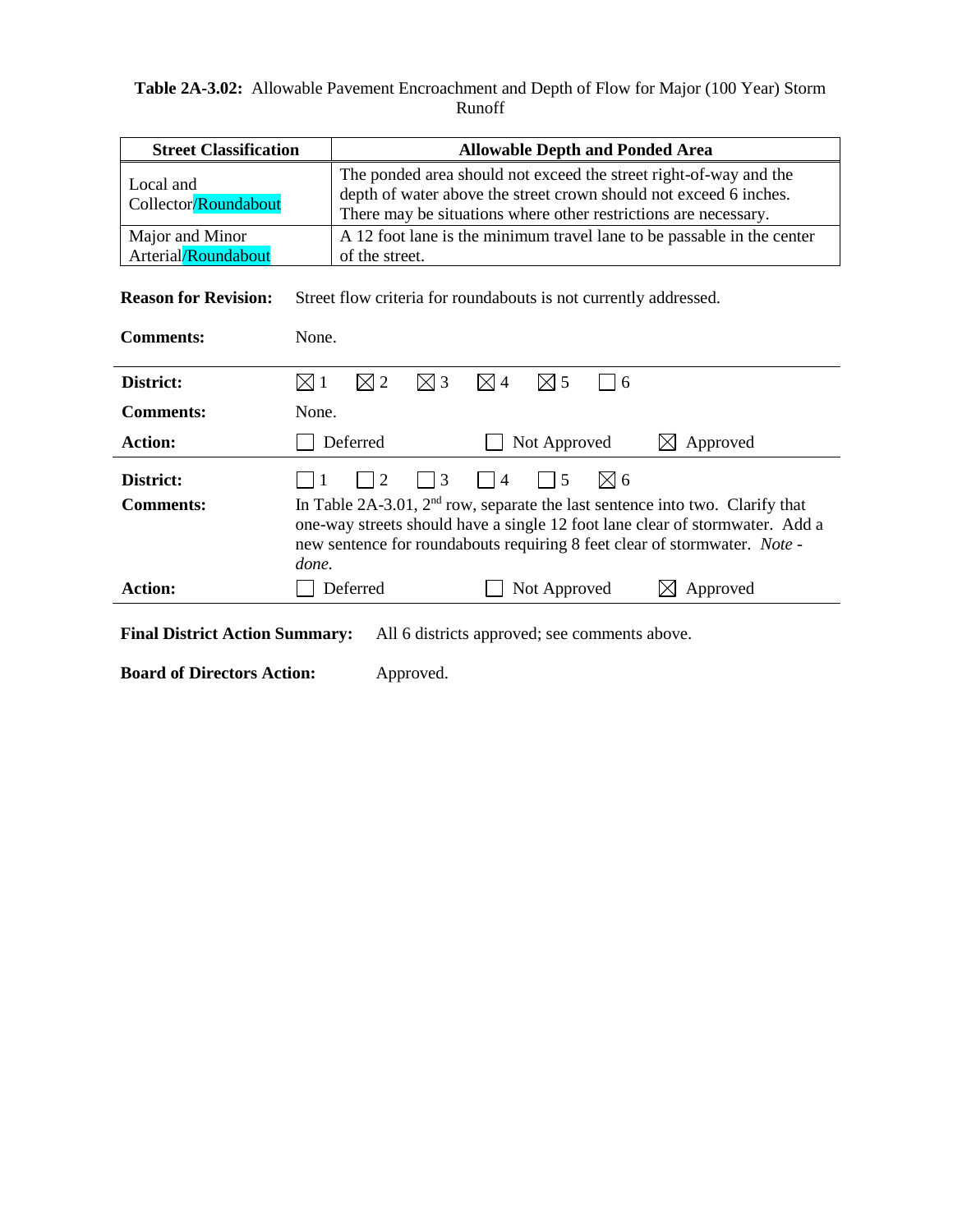**Table 2A-3.02:** Allowable Pavement Encroachment and Depth of Flow for Major (100 Year) Storm Runoff

| Street Classification | Allowable Depth and Ponded Area |
|---|---|
| Local and Collector/Roundabout | The ponded area should not exceed the street right-of-way and the depth of water above the street crown should not exceed 6 inches. There may be situations where other restrictions are necessary. |
| Major and Minor Arterial/Roundabout | A 12 foot lane is the minimum travel lane to be passable in the center of the street. |

**Reason for Revision:** Street flow criteria for roundabouts is not currently addressed.

**Comments:** None.

---

**District:** ☒ 1 ☒ 2 ☒ 3 ☒ 4 ☒ 5 ☐ 6

**Comments:** None.

**Action:** ☐ Deferred ☐ Not Approved ☒ Approved

---

**District:** ☐ 1 ☐ 2 ☐ 3 ☐ 4 ☐ 5 ☒ 6

**Comments:** In Table 2A-3.01, 2nd row, separate the last sentence into two. Clarify that one-way streets should have a single 12 foot lane clear of stormwater. Add a new sentence for roundabouts requiring 8 feet clear of stormwater. *Note - done.*

**Action:** ☐ Deferred ☐ Not Approved ☒ Approved

---

**Final District Action Summary:** All 6 districts approved; see comments above.

**Board of Directors Action:** Approved.